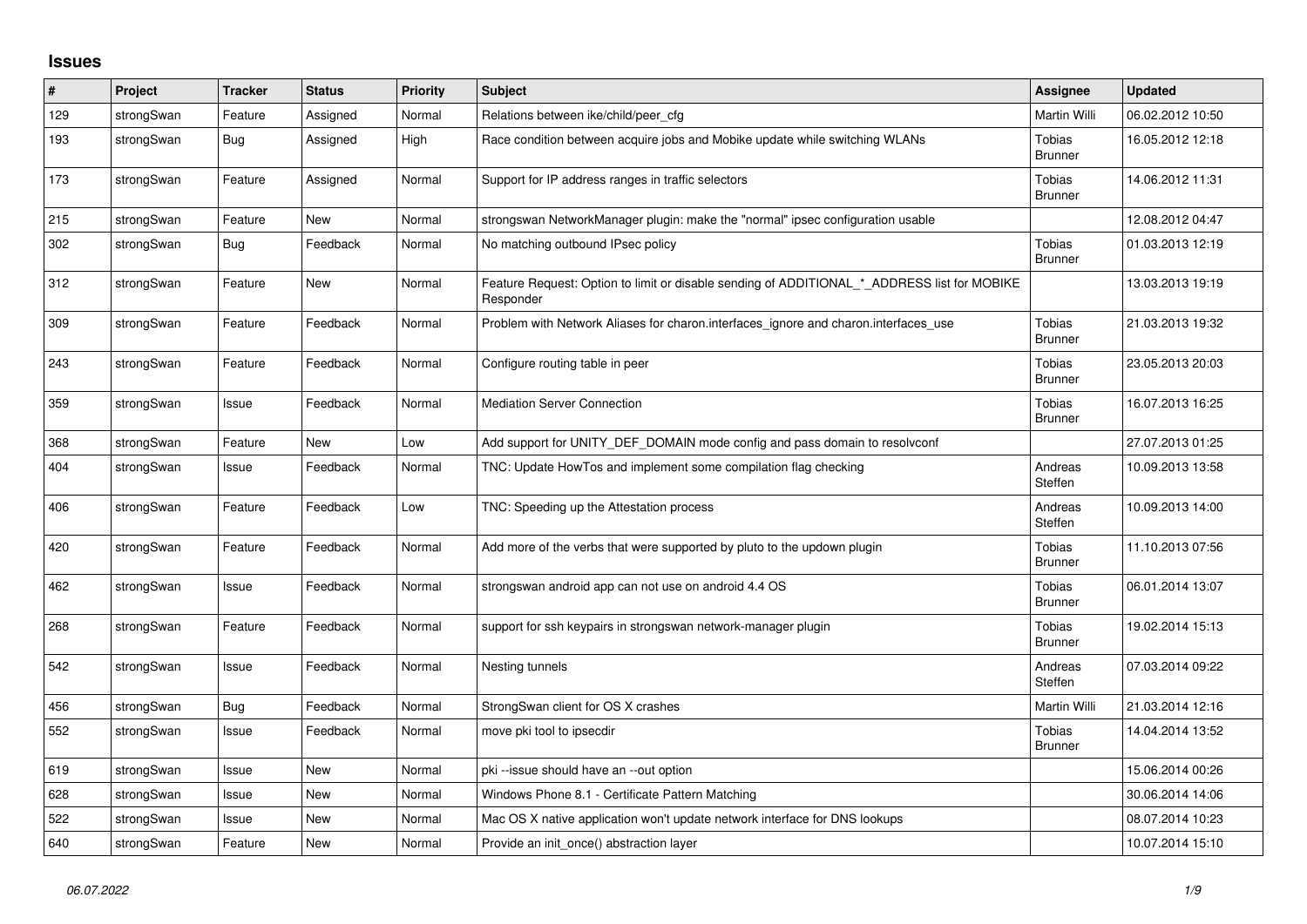# Issues

| # | Project | Tracker | Status | Priority | Subject | Assignee | Updated |
|---|---|---|---|---|---|---|---|
| 129 | strongSwan | Feature | Assigned | Normal | Relations between ike/child/peer_cfg | Martin Willi | 06.02.2012 10:50 |
| 193 | strongSwan | Bug | Assigned | High | Race condition between acquire jobs and Mobike update while switching WLANs | Tobias Brunner | 16.05.2012 12:18 |
| 173 | strongSwan | Feature | Assigned | Normal | Support for IP address ranges in traffic selectors | Tobias Brunner | 14.06.2012 11:31 |
| 215 | strongSwan | Feature | New | Normal | strongswan NetworkManager plugin: make the "normal" ipsec configuration usable | | 12.08.2012 04:47 |
| 302 | strongSwan | Bug | Feedback | Normal | No matching outbound IPsec policy | Tobias Brunner | 01.03.2013 12:19 |
| 312 | strongSwan | Feature | New | Normal | Feature Request: Option to limit or disable sending of ADDITIONAL_*_ADDRESS list for MOBIKE Responder | | 13.03.2013 19:19 |
| 309 | strongSwan | Feature | Feedback | Normal | Problem with Network Aliases for charon.interfaces_ignore and charon.interfaces_use | Tobias Brunner | 21.03.2013 19:32 |
| 243 | strongSwan | Feature | Feedback | Normal | Configure routing table in peer | Tobias Brunner | 23.05.2013 20:03 |
| 359 | strongSwan | Issue | Feedback | Normal | Mediation Server Connection | Tobias Brunner | 16.07.2013 16:25 |
| 368 | strongSwan | Feature | New | Low | Add support for UNITY_DEF_DOMAIN mode config and pass domain to resolvconf | | 27.07.2013 01:25 |
| 404 | strongSwan | Issue | Feedback | Normal | TNC: Update HowTos and implement some compilation flag checking | Andreas Steffen | 10.09.2013 13:58 |
| 406 | strongSwan | Feature | Feedback | Low | TNC: Speeding up the Attestation process | Andreas Steffen | 10.09.2013 14:00 |
| 420 | strongSwan | Feature | Feedback | Normal | Add more of the verbs that were supported by pluto to the updown plugin | Tobias Brunner | 11.10.2013 07:56 |
| 462 | strongSwan | Issue | Feedback | Normal | strongswan android app can not use on android 4.4 OS | Tobias Brunner | 06.01.2014 13:07 |
| 268 | strongSwan | Feature | Feedback | Normal | support for ssh keypairs in strongswan network-manager plugin | Tobias Brunner | 19.02.2014 15:13 |
| 542 | strongSwan | Issue | Feedback | Normal | Nesting tunnels | Andreas Steffen | 07.03.2014 09:22 |
| 456 | strongSwan | Bug | Feedback | Normal | StrongSwan client for OS X crashes | Martin Willi | 21.03.2014 12:16 |
| 552 | strongSwan | Issue | Feedback | Normal | move pki tool to ipsecdir | Tobias Brunner | 14.04.2014 13:52 |
| 619 | strongSwan | Issue | New | Normal | pki --issue should have an --out option | | 15.06.2014 00:26 |
| 628 | strongSwan | Issue | New | Normal | Windows Phone 8.1 - Certificate Pattern Matching | | 30.06.2014 14:06 |
| 522 | strongSwan | Issue | New | Normal | Mac OS X native application won't update network interface for DNS lookups | | 08.07.2014 10:23 |
| 640 | strongSwan | Feature | New | Normal | Provide an init_once() abstraction layer | | 10.07.2014 15:10 |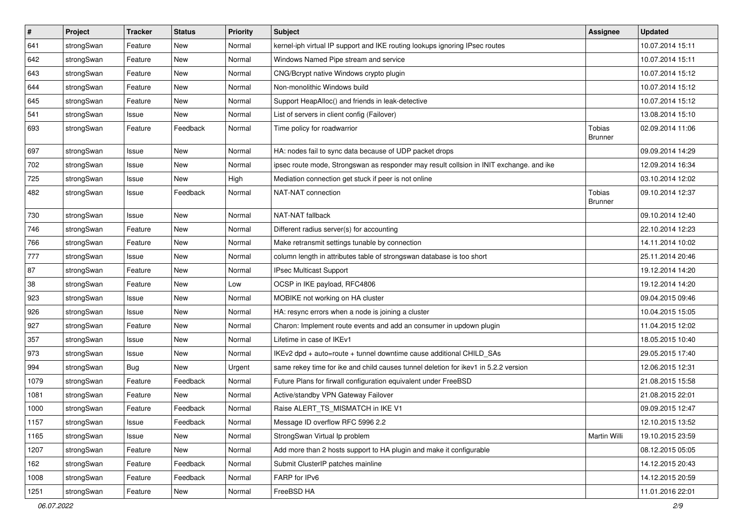| # | Project | Tracker | Status | Priority | Subject | Assignee | Updated |
|---|---|---|---|---|---|---|---|
| 641 | strongSwan | Feature | New | Normal | kernel-iph virtual IP support and IKE routing lookups ignoring IPsec routes | | 10.07.2014 15:11 |
| 642 | strongSwan | Feature | New | Normal | Windows Named Pipe stream and service | | 10.07.2014 15:11 |
| 643 | strongSwan | Feature | New | Normal | CNG/Bcrypt native Windows crypto plugin | | 10.07.2014 15:12 |
| 644 | strongSwan | Feature | New | Normal | Non-monolithic Windows build | | 10.07.2014 15:12 |
| 645 | strongSwan | Feature | New | Normal | Support HeapAlloc() and friends in leak-detective | | 10.07.2014 15:12 |
| 541 | strongSwan | Issue | New | Normal | List of servers in client config (Failover) | | 13.08.2014 15:10 |
| 693 | strongSwan | Feature | Feedback | Normal | Time policy for roadwarrior | Tobias Brunner | 02.09.2014 11:06 |
| 697 | strongSwan | Issue | New | Normal | HA: nodes fail to sync data because of UDP packet drops | | 09.09.2014 14:29 |
| 702 | strongSwan | Issue | New | Normal | ipsec route mode, Strongswan as responder may result collsion in INIT exchange. and ike | | 12.09.2014 16:34 |
| 725 | strongSwan | Issue | New | High | Mediation connection get stuck if peer is not online | | 03.10.2014 12:02 |
| 482 | strongSwan | Issue | Feedback | Normal | NAT-NAT connection | Tobias Brunner | 09.10.2014 12:37 |
| 730 | strongSwan | Issue | New | Normal | NAT-NAT fallback | | 09.10.2014 12:40 |
| 746 | strongSwan | Feature | New | Normal | Different radius server(s) for accounting | | 22.10.2014 12:23 |
| 766 | strongSwan | Feature | New | Normal | Make retransmit settings tunable by connection | | 14.11.2014 10:02 |
| 777 | strongSwan | Issue | New | Normal | column length in attributes table of strongswan database is too short | | 25.11.2014 20:46 |
| 87 | strongSwan | Feature | New | Normal | IPsec Multicast Support | | 19.12.2014 14:20 |
| 38 | strongSwan | Feature | New | Low | OCSP in IKE payload, RFC4806 | | 19.12.2014 14:20 |
| 923 | strongSwan | Issue | New | Normal | MOBIKE not working on HA cluster | | 09.04.2015 09:46 |
| 926 | strongSwan | Issue | New | Normal | HA: resync errors when a node is joining a cluster | | 10.04.2015 15:05 |
| 927 | strongSwan | Feature | New | Normal | Charon: Implement route events and add an consumer in updown plugin | | 11.04.2015 12:02 |
| 357 | strongSwan | Issue | New | Normal | Lifetime in case of IKEv1 | | 18.05.2015 10:40 |
| 973 | strongSwan | Issue | New | Normal | IKEv2 dpd + auto=route + tunnel downtime cause additional CHILD_SAs | | 29.05.2015 17:40 |
| 994 | strongSwan | Bug | New | Urgent | same rekey time for ike and child causes tunnel deletion for ikev1 in 5.2.2 version | | 12.06.2015 12:31 |
| 1079 | strongSwan | Feature | Feedback | Normal | Future Plans for firwall configuration equivalent under FreeBSD | | 21.08.2015 15:58 |
| 1081 | strongSwan | Feature | New | Normal | Active/standby VPN Gateway Failover | | 21.08.2015 22:01 |
| 1000 | strongSwan | Feature | Feedback | Normal | Raise ALERT_TS_MISMATCH in IKE V1 | | 09.09.2015 12:47 |
| 1157 | strongSwan | Issue | Feedback | Normal | Message ID overflow RFC 5996 2.2 | | 12.10.2015 13:52 |
| 1165 | strongSwan | Issue | New | Normal | StrongSwan Virtual Ip problem | Martin Willi | 19.10.2015 23:59 |
| 1207 | strongSwan | Feature | New | Normal | Add more than 2 hosts support to HA plugin and make it configurable | | 08.12.2015 05:05 |
| 162 | strongSwan | Feature | Feedback | Normal | Submit ClusterIP patches mainline | | 14.12.2015 20:43 |
| 1008 | strongSwan | Feature | Feedback | Normal | FARP for IPv6 | | 14.12.2015 20:59 |
| 1251 | strongSwan | Feature | New | Normal | FreeBSD HA | | 11.01.2016 22:01 |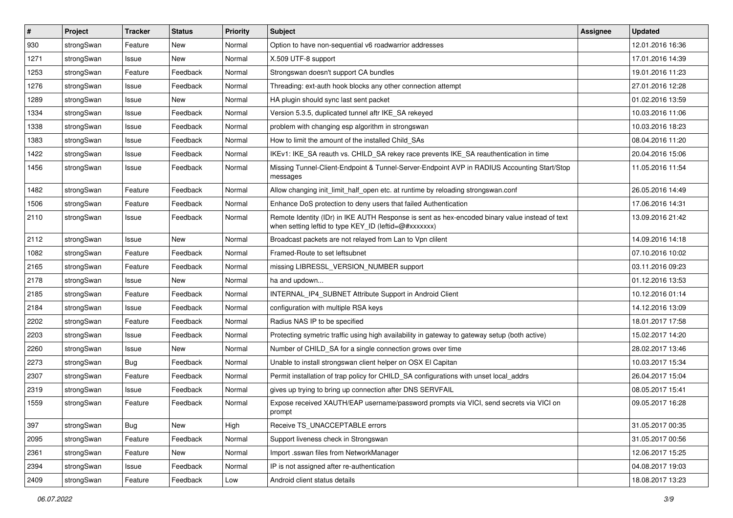| # | Project | Tracker | Status | Priority | Subject | Assignee | Updated |
|---|---|---|---|---|---|---|---|
| 930 | strongSwan | Feature | New | Normal | Option to have non-sequential v6 roadwarrior addresses | | 12.01.2016 16:36 |
| 1271 | strongSwan | Issue | New | Normal | X.509 UTF-8 support | | 17.01.2016 14:39 |
| 1253 | strongSwan | Feature | Feedback | Normal | Strongswan doesn't support CA bundles | | 19.01.2016 11:23 |
| 1276 | strongSwan | Issue | Feedback | Normal | Threading: ext-auth hook blocks any other connection attempt | | 27.01.2016 12:28 |
| 1289 | strongSwan | Issue | New | Normal | HA plugin should sync last sent packet | | 01.02.2016 13:59 |
| 1334 | strongSwan | Issue | Feedback | Normal | Version 5.3.5, duplicated tunnel aftr IKE_SA rekeyed | | 10.03.2016 11:06 |
| 1338 | strongSwan | Issue | Feedback | Normal | problem with changing esp algorithm in strongswan | | 10.03.2016 18:23 |
| 1383 | strongSwan | Issue | Feedback | Normal | How to limit the amount of the installed Child_SAs | | 08.04.2016 11:20 |
| 1422 | strongSwan | Issue | Feedback | Normal | IKEv1: IKE_SA reauth vs. CHILD_SA rekey race prevents IKE_SA reauthentication in time | | 20.04.2016 15:06 |
| 1456 | strongSwan | Issue | Feedback | Normal | Missing Tunnel-Client-Endpoint & Tunnel-Server-Endpoint AVP in RADIUS Accounting Start/Stop messages | | 11.05.2016 11:54 |
| 1482 | strongSwan | Feature | Feedback | Normal | Allow changing init_limit_half_open etc. at runtime by reloading strongswan.conf | | 26.05.2016 14:49 |
| 1506 | strongSwan | Feature | Feedback | Normal | Enhance DoS protection to deny users that failed Authentication | | 17.06.2016 14:31 |
| 2110 | strongSwan | Issue | Feedback | Normal | Remote Identity (IDr) in IKE AUTH Response is sent as hex-encoded binary value instead of text when setting leftid to type KEY_ID (leftid=@#xxxxxxx) | | 13.09.2016 21:42 |
| 2112 | strongSwan | Issue | New | Normal | Broadcast packets are not relayed from Lan to Vpn clilent | | 14.09.2016 14:18 |
| 1082 | strongSwan | Feature | Feedback | Normal | Framed-Route to set leftsubnet | | 07.10.2016 10:02 |
| 2165 | strongSwan | Feature | Feedback | Normal | missing LIBRESSL_VERSION_NUMBER support | | 03.11.2016 09:23 |
| 2178 | strongSwan | Issue | New | Normal | ha and updown... | | 01.12.2016 13:53 |
| 2185 | strongSwan | Feature | Feedback | Normal | INTERNAL_IP4_SUBNET Attribute Support in Android Client | | 10.12.2016 01:14 |
| 2184 | strongSwan | Issue | Feedback | Normal | configuration with multiple RSA keys | | 14.12.2016 13:09 |
| 2202 | strongSwan | Feature | Feedback | Normal | Radius NAS IP to be specified | | 18.01.2017 17:58 |
| 2203 | strongSwan | Issue | Feedback | Normal | Protecting symetric traffic using high availability in gateway to gateway setup (both active) | | 15.02.2017 14:20 |
| 2260 | strongSwan | Issue | New | Normal | Number of CHILD_SA for a single connection grows over time | | 28.02.2017 13:46 |
| 2273 | strongSwan | Bug | Feedback | Normal | Unable to install strongswan client helper on OSX El Capitan | | 10.03.2017 15:34 |
| 2307 | strongSwan | Feature | Feedback | Normal | Permit installation of trap policy for CHILD_SA configurations with unset local_addrs | | 26.04.2017 15:04 |
| 2319 | strongSwan | Issue | Feedback | Normal | gives up trying to bring up connection after DNS SERVFAIL | | 08.05.2017 15:41 |
| 1559 | strongSwan | Feature | Feedback | Normal | Expose received XAUTH/EAP username/password prompts via VICI, send secrets via VICI on prompt | | 09.05.2017 16:28 |
| 397 | strongSwan | Bug | New | High | Receive TS_UNACCEPTABLE errors | | 31.05.2017 00:35 |
| 2095 | strongSwan | Feature | Feedback | Normal | Support liveness check in Strongswan | | 31.05.2017 00:56 |
| 2361 | strongSwan | Feature | New | Normal | Import .sswan files from NetworkManager | | 12.06.2017 15:25 |
| 2394 | strongSwan | Issue | Feedback | Normal | IP is not assigned after re-authentication | | 04.08.2017 19:03 |
| 2409 | strongSwan | Feature | Feedback | Low | Android client status details | | 18.08.2017 13:23 |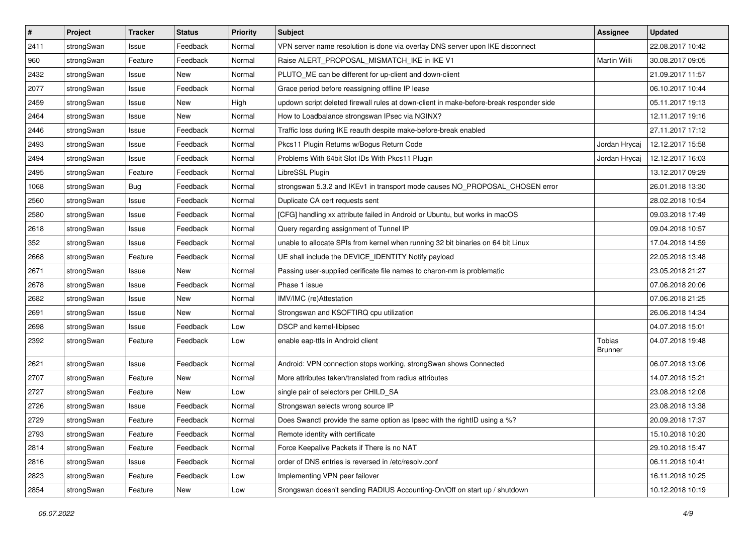| # | Project | Tracker | Status | Priority | Subject | Assignee | Updated |
|---|---|---|---|---|---|---|---|
| 2411 | strongSwan | Issue | Feedback | Normal | VPN server name resolution is done via overlay DNS server upon IKE disconnect | | 22.08.2017 10:42 |
| 960 | strongSwan | Feature | Feedback | Normal | Raise ALERT_PROPOSAL_MISMATCH_IKE in IKE V1 | Martin Willi | 30.08.2017 09:05 |
| 2432 | strongSwan | Issue | New | Normal | PLUTO_ME can be different for up-client and down-client | | 21.09.2017 11:57 |
| 2077 | strongSwan | Issue | Feedback | Normal | Grace period before reassigning offline IP lease | | 06.10.2017 10:44 |
| 2459 | strongSwan | Issue | New | High | updown script deleted firewall rules at down-client in make-before-break responder side | | 05.11.2017 19:13 |
| 2464 | strongSwan | Issue | New | Normal | How to Loadbalance strongswan IPsec via NGINX? | | 12.11.2017 19:16 |
| 2446 | strongSwan | Issue | Feedback | Normal | Traffic loss during IKE reauth despite make-before-break enabled | | 27.11.2017 17:12 |
| 2493 | strongSwan | Issue | Feedback | Normal | Pkcs11 Plugin Returns w/Bogus Return Code | Jordan Hrycaj | 12.12.2017 15:58 |
| 2494 | strongSwan | Issue | Feedback | Normal | Problems With 64bit Slot IDs With Pkcs11 Plugin | Jordan Hrycaj | 12.12.2017 16:03 |
| 2495 | strongSwan | Feature | Feedback | Normal | LibreSSL Plugin | | 13.12.2017 09:29 |
| 1068 | strongSwan | Bug | Feedback | Normal | strongswan 5.3.2 and IKEv1 in transport mode causes NO_PROPOSAL_CHOSEN error | | 26.01.2018 13:30 |
| 2560 | strongSwan | Issue | Feedback | Normal | Duplicate CA cert requests sent | | 28.02.2018 10:54 |
| 2580 | strongSwan | Issue | Feedback | Normal | [CFG] handling xx attribute failed in Android or Ubuntu, but works in macOS | | 09.03.2018 17:49 |
| 2618 | strongSwan | Issue | Feedback | Normal | Query regarding assignment of Tunnel IP | | 09.04.2018 10:57 |
| 352 | strongSwan | Issue | Feedback | Normal | unable to allocate SPIs from kernel when running 32 bit binaries on 64 bit Linux | | 17.04.2018 14:59 |
| 2668 | strongSwan | Feature | Feedback | Normal | UE shall include the DEVICE_IDENTITY Notify payload | | 22.05.2018 13:48 |
| 2671 | strongSwan | Issue | New | Normal | Passing user-supplied cerificate file names to charon-nm is problematic | | 23.05.2018 21:27 |
| 2678 | strongSwan | Issue | Feedback | Normal | Phase 1 issue | | 07.06.2018 20:06 |
| 2682 | strongSwan | Issue | New | Normal | IMV/IMC (re)Attestation | | 07.06.2018 21:25 |
| 2691 | strongSwan | Issue | New | Normal | Strongswan and KSOFTIRQ cpu utilization | | 26.06.2018 14:34 |
| 2698 | strongSwan | Issue | Feedback | Low | DSCP and kernel-libipsec | | 04.07.2018 15:01 |
| 2392 | strongSwan | Feature | Feedback | Low | enable eap-ttls in Android client | Tobias Brunner | 04.07.2018 19:48 |
| 2621 | strongSwan | Issue | Feedback | Normal | Android: VPN connection stops working, strongSwan shows Connected | | 06.07.2018 13:06 |
| 2707 | strongSwan | Feature | New | Normal | More attributes taken/translated from radius attributes | | 14.07.2018 15:21 |
| 2727 | strongSwan | Feature | New | Low | single pair of selectors per CHILD_SA | | 23.08.2018 12:08 |
| 2726 | strongSwan | Issue | Feedback | Normal | Strongswan selects wrong source IP | | 23.08.2018 13:38 |
| 2729 | strongSwan | Feature | Feedback | Normal | Does Swanctl provide the same option as Ipsec with the rightID using a %? | | 20.09.2018 17:37 |
| 2793 | strongSwan | Feature | Feedback | Normal | Remote identity with certificate | | 15.10.2018 10:20 |
| 2814 | strongSwan | Feature | Feedback | Normal | Force Keepalive Packets if There is no NAT | | 29.10.2018 15:47 |
| 2816 | strongSwan | Issue | Feedback | Normal | order of DNS entries is reversed in /etc/resolv.conf | | 06.11.2018 10:41 |
| 2823 | strongSwan | Feature | Feedback | Low | Implementing VPN peer failover | | 16.11.2018 10:25 |
| 2854 | strongSwan | Feature | New | Low | Srongswan doesn't sending RADIUS Accounting-On/Off on start up / shutdown | | 10.12.2018 10:19 |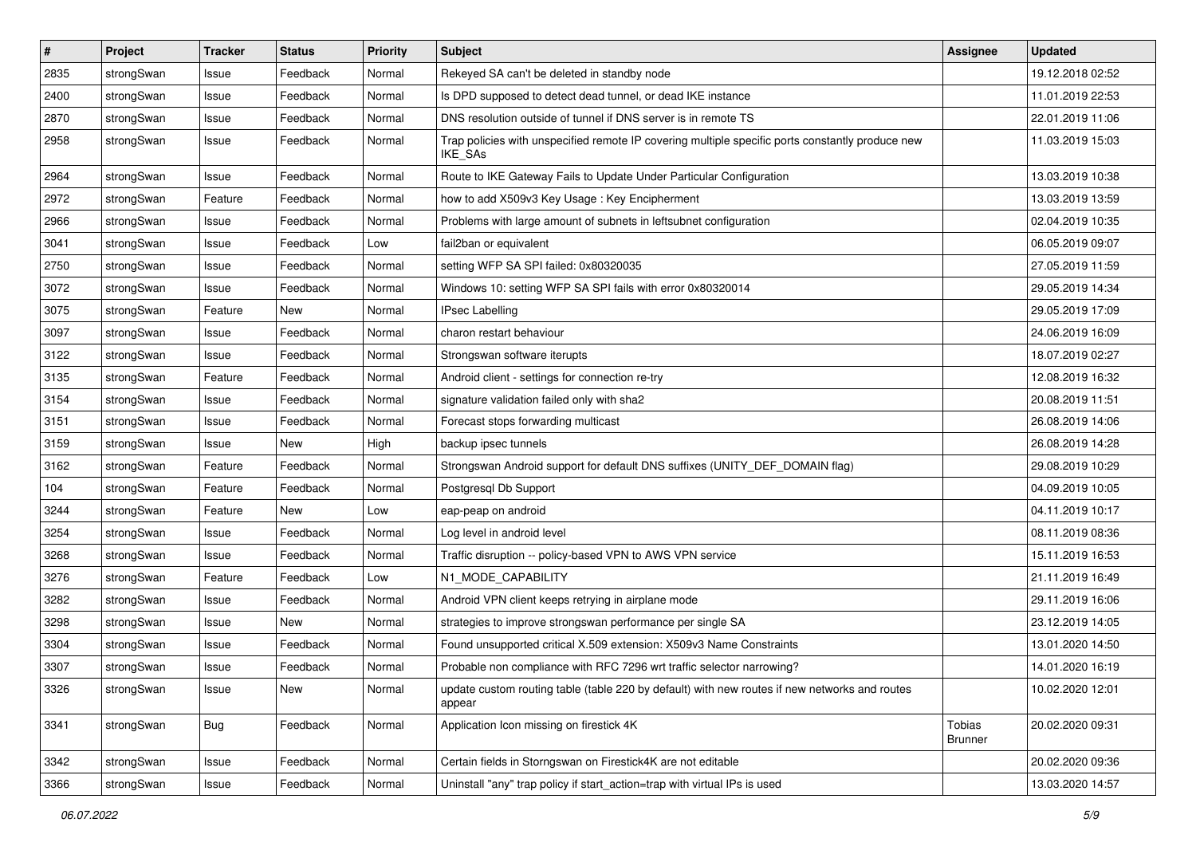| # | Project | Tracker | Status | Priority | Subject | Assignee | Updated |
|---|---|---|---|---|---|---|---|
| 2835 | strongSwan | Issue | Feedback | Normal | Rekeyed SA can't be deleted in standby node | | 19.12.2018 02:52 |
| 2400 | strongSwan | Issue | Feedback | Normal | Is DPD supposed to detect dead tunnel, or dead IKE instance | | 11.01.2019 22:53 |
| 2870 | strongSwan | Issue | Feedback | Normal | DNS resolution outside of tunnel if DNS server is in remote TS | | 22.01.2019 11:06 |
| 2958 | strongSwan | Issue | Feedback | Normal | Trap policies with unspecified remote IP covering multiple specific ports constantly produce new IKE_SAs | | 11.03.2019 15:03 |
| 2964 | strongSwan | Issue | Feedback | Normal | Route to IKE Gateway Fails to Update Under Particular Configuration | | 13.03.2019 10:38 |
| 2972 | strongSwan | Feature | Feedback | Normal | how to add X509v3 Key Usage : Key Encipherment | | 13.03.2019 13:59 |
| 2966 | strongSwan | Issue | Feedback | Normal | Problems with large amount of subnets in leftsubnet configuration | | 02.04.2019 10:35 |
| 3041 | strongSwan | Issue | Feedback | Low | fail2ban or equivalent | | 06.05.2019 09:07 |
| 2750 | strongSwan | Issue | Feedback | Normal | setting WFP SA SPI failed: 0x80320035 | | 27.05.2019 11:59 |
| 3072 | strongSwan | Issue | Feedback | Normal | Windows 10: setting WFP SA SPI fails with error 0x80320014 | | 29.05.2019 14:34 |
| 3075 | strongSwan | Feature | New | Normal | IPsec Labelling | | 29.05.2019 17:09 |
| 3097 | strongSwan | Issue | Feedback | Normal | charon restart behaviour | | 24.06.2019 16:09 |
| 3122 | strongSwan | Issue | Feedback | Normal | Strongswan software iterupts | | 18.07.2019 02:27 |
| 3135 | strongSwan | Feature | Feedback | Normal | Android client - settings for connection re-try | | 12.08.2019 16:32 |
| 3154 | strongSwan | Issue | Feedback | Normal | signature validation failed only with sha2 | | 20.08.2019 11:51 |
| 3151 | strongSwan | Issue | Feedback | Normal | Forecast stops forwarding multicast | | 26.08.2019 14:06 |
| 3159 | strongSwan | Issue | New | High | backup ipsec tunnels | | 26.08.2019 14:28 |
| 3162 | strongSwan | Feature | Feedback | Normal | Strongswan Android support for default DNS suffixes (UNITY_DEF_DOMAIN flag) | | 29.08.2019 10:29 |
| 104 | strongSwan | Feature | Feedback | Normal | Postgresql Db Support | | 04.09.2019 10:05 |
| 3244 | strongSwan | Feature | New | Low | eap-peap on android | | 04.11.2019 10:17 |
| 3254 | strongSwan | Issue | Feedback | Normal | Log level in android level | | 08.11.2019 08:36 |
| 3268 | strongSwan | Issue | Feedback | Normal | Traffic disruption -- policy-based VPN to AWS VPN service | | 15.11.2019 16:53 |
| 3276 | strongSwan | Feature | Feedback | Low | N1_MODE_CAPABILITY | | 21.11.2019 16:49 |
| 3282 | strongSwan | Issue | Feedback | Normal | Android VPN client keeps retrying in airplane mode | | 29.11.2019 16:06 |
| 3298 | strongSwan | Issue | New | Normal | strategies to improve strongswan performance per single SA | | 23.12.2019 14:05 |
| 3304 | strongSwan | Issue | Feedback | Normal | Found unsupported critical X.509 extension: X509v3 Name Constraints | | 13.01.2020 14:50 |
| 3307 | strongSwan | Issue | Feedback | Normal | Probable non compliance with RFC 7296 wrt traffic selector narrowing? | | 14.01.2020 16:19 |
| 3326 | strongSwan | Issue | New | Normal | update custom routing table (table 220 by default) with new routes if new networks and routes appear | | 10.02.2020 12:01 |
| 3341 | strongSwan | Bug | Feedback | Normal | Application Icon missing on firestick 4K | Tobias Brunner | 20.02.2020 09:31 |
| 3342 | strongSwan | Issue | Feedback | Normal | Certain fields in Storngswan on Firestick4K are not editable | | 20.02.2020 09:36 |
| 3366 | strongSwan | Issue | Feedback | Normal | Uninstall "any" trap policy if start_action=trap with virtual IPs is used | | 13.03.2020 14:57 |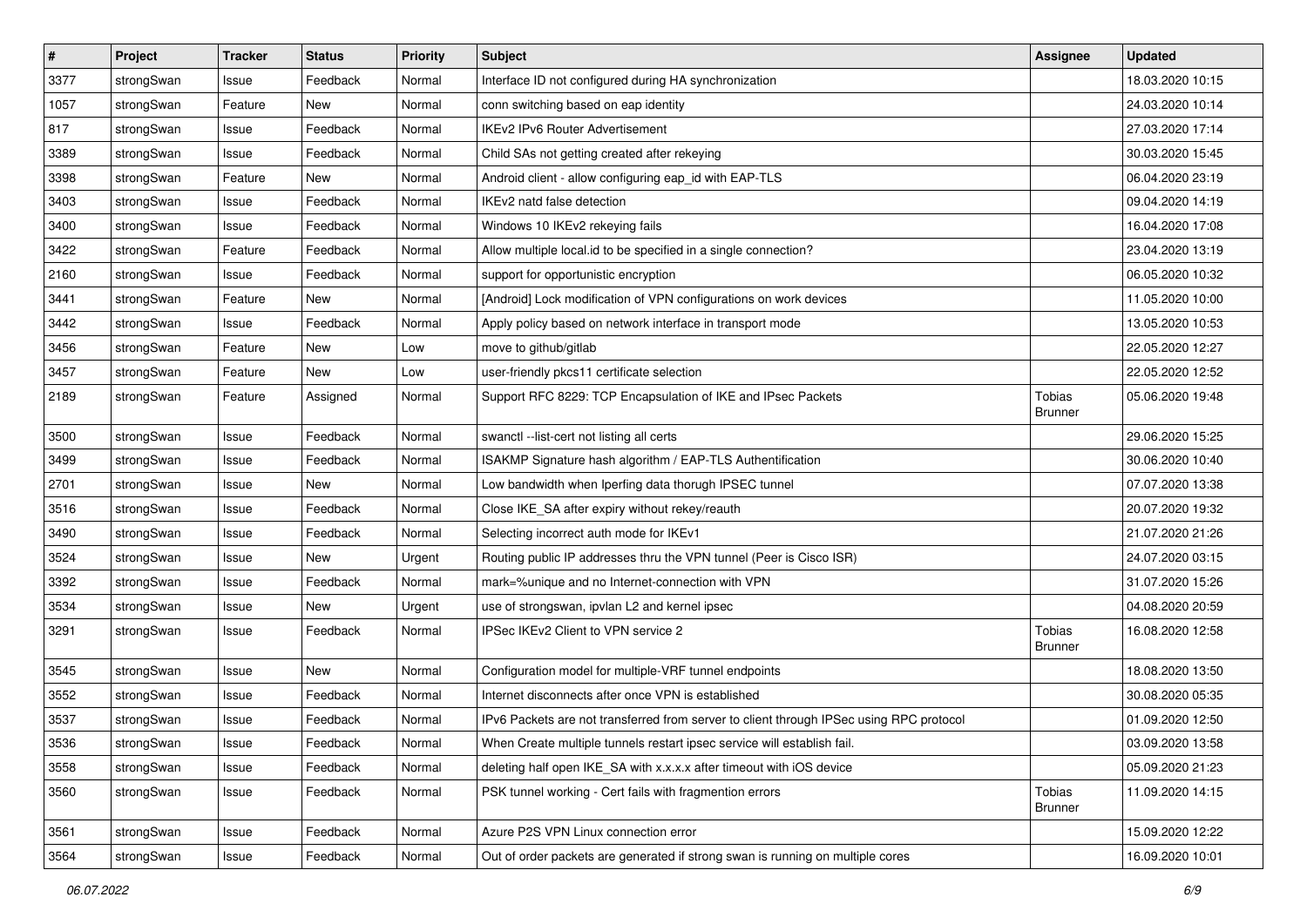| # | Project | Tracker | Status | Priority | Subject | Assignee | Updated |
|---|---|---|---|---|---|---|---|
| 3377 | strongSwan | Issue | Feedback | Normal | Interface ID not configured during HA synchronization | | 18.03.2020 10:15 |
| 1057 | strongSwan | Feature | New | Normal | conn switching based on eap identity | | 24.03.2020 10:14 |
| 817 | strongSwan | Issue | Feedback | Normal | IKEv2 IPv6 Router Advertisement | | 27.03.2020 17:14 |
| 3389 | strongSwan | Issue | Feedback | Normal | Child SAs not getting created after rekeying | | 30.03.2020 15:45 |
| 3398 | strongSwan | Feature | New | Normal | Android client - allow configuring eap_id with EAP-TLS | | 06.04.2020 23:19 |
| 3403 | strongSwan | Issue | Feedback | Normal | IKEv2 natd false detection | | 09.04.2020 14:19 |
| 3400 | strongSwan | Issue | Feedback | Normal | Windows 10 IKEv2 rekeying fails | | 16.04.2020 17:08 |
| 3422 | strongSwan | Feature | Feedback | Normal | Allow multiple local.id to be specified in a single connection? | | 23.04.2020 13:19 |
| 2160 | strongSwan | Issue | Feedback | Normal | support for opportunistic encryption | | 06.05.2020 10:32 |
| 3441 | strongSwan | Feature | New | Normal | [Android] Lock modification of VPN configurations on work devices | | 11.05.2020 10:00 |
| 3442 | strongSwan | Issue | Feedback | Normal | Apply policy based on network interface in transport mode | | 13.05.2020 10:53 |
| 3456 | strongSwan | Feature | New | Low | move to github/gitlab | | 22.05.2020 12:27 |
| 3457 | strongSwan | Feature | New | Low | user-friendly pkcs11 certificate selection | | 22.05.2020 12:52 |
| 2189 | strongSwan | Feature | Assigned | Normal | Support RFC 8229: TCP Encapsulation of IKE and IPsec Packets | Tobias Brunner | 05.06.2020 19:48 |
| 3500 | strongSwan | Issue | Feedback | Normal | swanctl --list-cert not listing all certs | | 29.06.2020 15:25 |
| 3499 | strongSwan | Issue | Feedback | Normal | ISAKMP Signature hash algorithm / EAP-TLS Authentification | | 30.06.2020 10:40 |
| 2701 | strongSwan | Issue | New | Normal | Low bandwidth when Iperfing data thorugh IPSEC tunnel | | 07.07.2020 13:38 |
| 3516 | strongSwan | Issue | Feedback | Normal | Close IKE_SA after expiry without rekey/reauth | | 20.07.2020 19:32 |
| 3490 | strongSwan | Issue | Feedback | Normal | Selecting incorrect auth mode for IKEv1 | | 21.07.2020 21:26 |
| 3524 | strongSwan | Issue | New | Urgent | Routing public IP addresses thru the VPN tunnel (Peer is Cisco ISR) | | 24.07.2020 03:15 |
| 3392 | strongSwan | Issue | Feedback | Normal | mark=%unique and no Internet-connection with VPN | | 31.07.2020 15:26 |
| 3534 | strongSwan | Issue | New | Urgent | use of strongswan, ipvlan L2 and kernel ipsec | | 04.08.2020 20:59 |
| 3291 | strongSwan | Issue | Feedback | Normal | IPSec IKEv2 Client to VPN service 2 | Tobias Brunner | 16.08.2020 12:58 |
| 3545 | strongSwan | Issue | New | Normal | Configuration model for multiple-VRF tunnel endpoints | | 18.08.2020 13:50 |
| 3552 | strongSwan | Issue | Feedback | Normal | Internet disconnects after once VPN is established | | 30.08.2020 05:35 |
| 3537 | strongSwan | Issue | Feedback | Normal | IPv6 Packets are not transferred from server to client through IPSec using RPC protocol | | 01.09.2020 12:50 |
| 3536 | strongSwan | Issue | Feedback | Normal | When Create multiple tunnels restart ipsec service will establish fail. | | 03.09.2020 13:58 |
| 3558 | strongSwan | Issue | Feedback | Normal | deleting half open IKE_SA with x.x.x.x after timeout with iOS device | | 05.09.2020 21:23 |
| 3560 | strongSwan | Issue | Feedback | Normal | PSK tunnel working - Cert fails with fragmention errors | Tobias Brunner | 11.09.2020 14:15 |
| 3561 | strongSwan | Issue | Feedback | Normal | Azure P2S VPN Linux connection error | | 15.09.2020 12:22 |
| 3564 | strongSwan | Issue | Feedback | Normal | Out of order packets are generated if strong swan is running on multiple cores | | 16.09.2020 10:01 |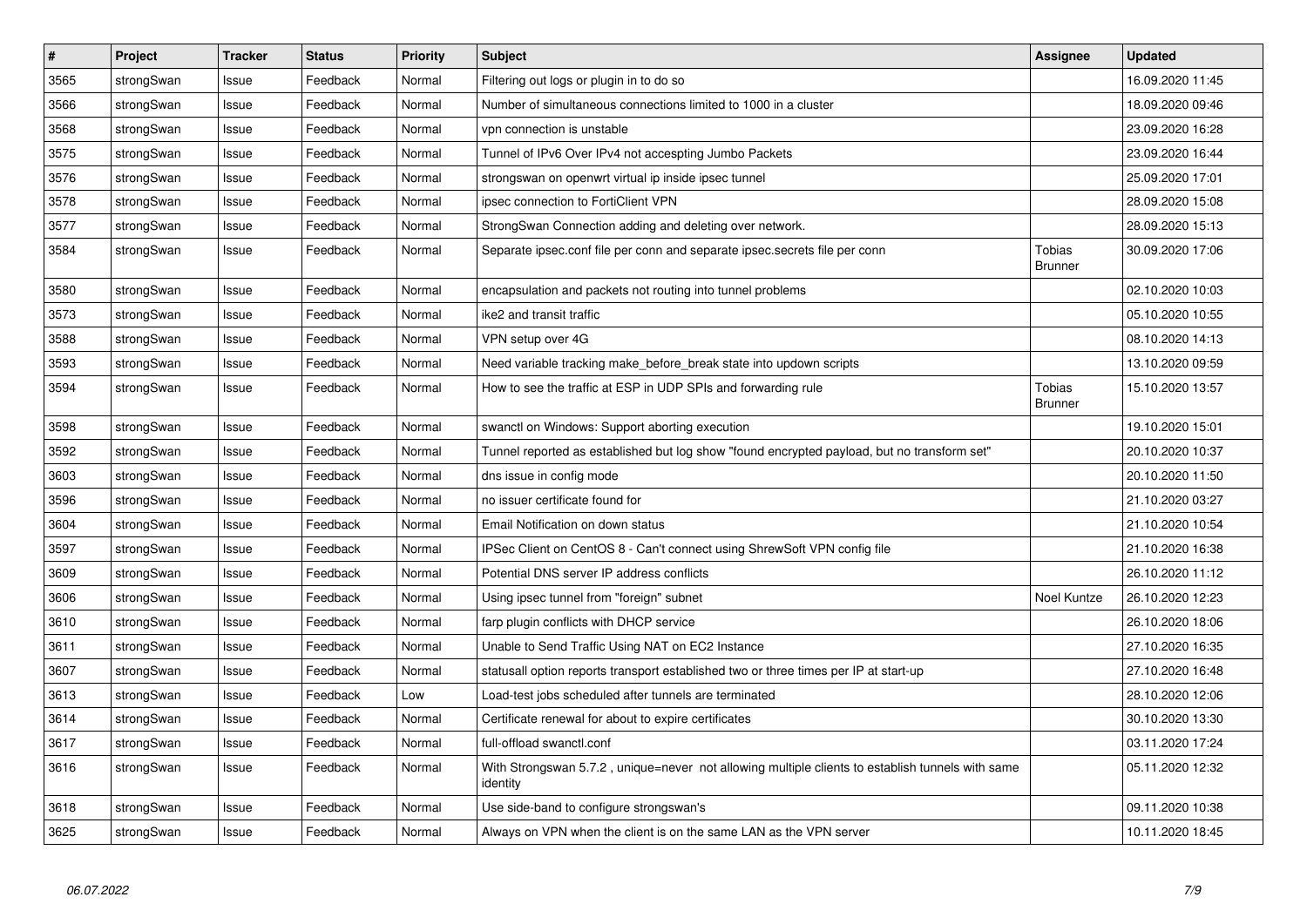| # | Project | Tracker | Status | Priority | Subject | Assignee | Updated |
|---|---|---|---|---|---|---|---|
| 3565 | strongSwan | Issue | Feedback | Normal | Filtering out logs or plugin in to do so | | 16.09.2020 11:45 |
| 3566 | strongSwan | Issue | Feedback | Normal | Number of simultaneous connections limited to 1000 in a cluster | | 18.09.2020 09:46 |
| 3568 | strongSwan | Issue | Feedback | Normal | vpn connection is unstable | | 23.09.2020 16:28 |
| 3575 | strongSwan | Issue | Feedback | Normal | Tunnel of IPv6 Over IPv4 not accespting Jumbo Packets | | 23.09.2020 16:44 |
| 3576 | strongSwan | Issue | Feedback | Normal | strongswan on openwrt virtual ip inside ipsec tunnel | | 25.09.2020 17:01 |
| 3578 | strongSwan | Issue | Feedback | Normal | ipsec connection to FortiClient VPN | | 28.09.2020 15:08 |
| 3577 | strongSwan | Issue | Feedback | Normal | StrongSwan Connection adding and deleting over network. | | 28.09.2020 15:13 |
| 3584 | strongSwan | Issue | Feedback | Normal | Separate ipsec.conf file per conn and separate ipsec.secrets file per conn | Tobias Brunner | 30.09.2020 17:06 |
| 3580 | strongSwan | Issue | Feedback | Normal | encapsulation and packets not routing into tunnel problems | | 02.10.2020 10:03 |
| 3573 | strongSwan | Issue | Feedback | Normal | ike2 and transit traffic | | 05.10.2020 10:55 |
| 3588 | strongSwan | Issue | Feedback | Normal | VPN setup over 4G | | 08.10.2020 14:13 |
| 3593 | strongSwan | Issue | Feedback | Normal | Need variable tracking make_before_break state into updown scripts | | 13.10.2020 09:59 |
| 3594 | strongSwan | Issue | Feedback | Normal | How to see the traffic at ESP in UDP SPIs and forwarding rule | Tobias Brunner | 15.10.2020 13:57 |
| 3598 | strongSwan | Issue | Feedback | Normal | swanctl on Windows: Support aborting execution | | 19.10.2020 15:01 |
| 3592 | strongSwan | Issue | Feedback | Normal | Tunnel reported as established but log show "found encrypted payload, but no transform set" | | 20.10.2020 10:37 |
| 3603 | strongSwan | Issue | Feedback | Normal | dns issue in config mode | | 20.10.2020 11:50 |
| 3596 | strongSwan | Issue | Feedback | Normal | no issuer certificate found for | | 21.10.2020 03:27 |
| 3604 | strongSwan | Issue | Feedback | Normal | Email Notification on down status | | 21.10.2020 10:54 |
| 3597 | strongSwan | Issue | Feedback | Normal | IPSec Client on CentOS 8 - Can't connect using ShrewSoft VPN config file | | 21.10.2020 16:38 |
| 3609 | strongSwan | Issue | Feedback | Normal | Potential DNS server IP address conflicts | | 26.10.2020 11:12 |
| 3606 | strongSwan | Issue | Feedback | Normal | Using ipsec tunnel from "foreign" subnet | Noel Kuntze | 26.10.2020 12:23 |
| 3610 | strongSwan | Issue | Feedback | Normal | farp plugin conflicts with DHCP service | | 26.10.2020 18:06 |
| 3611 | strongSwan | Issue | Feedback | Normal | Unable to Send Traffic Using NAT on EC2 Instance | | 27.10.2020 16:35 |
| 3607 | strongSwan | Issue | Feedback | Normal | statusall option reports transport established two or three times per IP at start-up | | 27.10.2020 16:48 |
| 3613 | strongSwan | Issue | Feedback | Low | Load-test jobs scheduled after tunnels are terminated | | 28.10.2020 12:06 |
| 3614 | strongSwan | Issue | Feedback | Normal | Certificate renewal for about to expire certificates | | 30.10.2020 13:30 |
| 3617 | strongSwan | Issue | Feedback | Normal | full-offload swanctl.conf | | 03.11.2020 17:24 |
| 3616 | strongSwan | Issue | Feedback | Normal | With Strongswan 5.7.2 , unique=never not allowing multiple clients to establish tunnels with same identity | | 05.11.2020 12:32 |
| 3618 | strongSwan | Issue | Feedback | Normal | Use side-band to configure strongswan's | | 09.11.2020 10:38 |
| 3625 | strongSwan | Issue | Feedback | Normal | Always on VPN when the client is on the same LAN as the VPN server | | 10.11.2020 18:45 |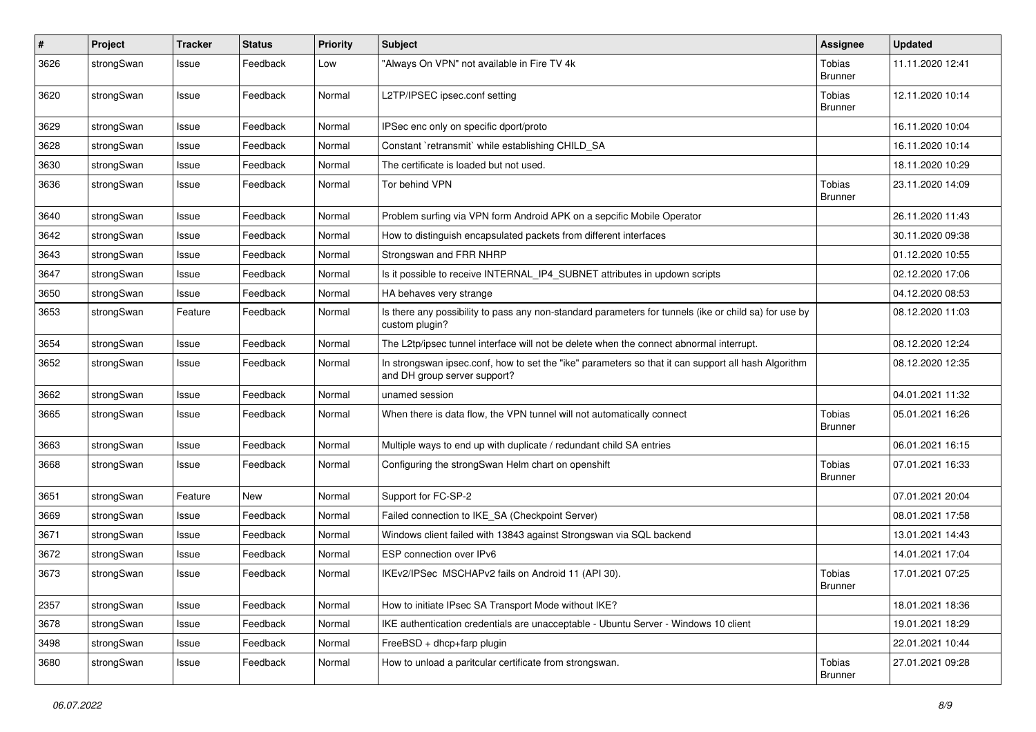| # | Project | Tracker | Status | Priority | Subject | Assignee | Updated |
|---|---|---|---|---|---|---|---|
| 3626 | strongSwan | Issue | Feedback | Low | "Always On VPN" not available in Fire TV 4k | Tobias Brunner | 11.11.2020 12:41 |
| 3620 | strongSwan | Issue | Feedback | Normal | L2TP/IPSEC ipsec.conf setting | Tobias Brunner | 12.11.2020 10:14 |
| 3629 | strongSwan | Issue | Feedback | Normal | IPSec enc only on specific dport/proto | | 16.11.2020 10:04 |
| 3628 | strongSwan | Issue | Feedback | Normal | Constant `retransmit` while establishing CHILD_SA | | 16.11.2020 10:14 |
| 3630 | strongSwan | Issue | Feedback | Normal | The certificate is loaded but not used. | | 18.11.2020 10:29 |
| 3636 | strongSwan | Issue | Feedback | Normal | Tor behind VPN | Tobias Brunner | 23.11.2020 14:09 |
| 3640 | strongSwan | Issue | Feedback | Normal | Problem surfing via VPN form Android APK on a sepcific Mobile Operator | | 26.11.2020 11:43 |
| 3642 | strongSwan | Issue | Feedback | Normal | How to distinguish encapsulated packets from different interfaces | | 30.11.2020 09:38 |
| 3643 | strongSwan | Issue | Feedback | Normal | Strongswan and FRR NHRP | | 01.12.2020 10:55 |
| 3647 | strongSwan | Issue | Feedback | Normal | Is it possible to receive INTERNAL_IP4_SUBNET attributes in updown scripts | | 02.12.2020 17:06 |
| 3650 | strongSwan | Issue | Feedback | Normal | HA behaves very strange | | 04.12.2020 08:53 |
| 3653 | strongSwan | Feature | Feedback | Normal | Is there any possibility to pass any non-standard parameters for tunnels (ike or child sa) for use by custom plugin? | | 08.12.2020 11:03 |
| 3654 | strongSwan | Issue | Feedback | Normal | The L2tp/ipsec tunnel interface will not be delete when the connect abnormal interrupt. | | 08.12.2020 12:24 |
| 3652 | strongSwan | Issue | Feedback | Normal | In strongswan ipsec.conf, how to set the "ike" parameters so that it can support all hash Algorithm and DH group server support? | | 08.12.2020 12:35 |
| 3662 | strongSwan | Issue | Feedback | Normal | unamed session | | 04.01.2021 11:32 |
| 3665 | strongSwan | Issue | Feedback | Normal | When there is data flow, the VPN tunnel will not automatically connect | Tobias Brunner | 05.01.2021 16:26 |
| 3663 | strongSwan | Issue | Feedback | Normal | Multiple ways to end up with duplicate / redundant child SA entries | | 06.01.2021 16:15 |
| 3668 | strongSwan | Issue | Feedback | Normal | Configuring the strongSwan Helm chart on openshift | Tobias Brunner | 07.01.2021 16:33 |
| 3651 | strongSwan | Feature | New | Normal | Support for FC-SP-2 | | 07.01.2021 20:04 |
| 3669 | strongSwan | Issue | Feedback | Normal | Failed connection to IKE_SA (Checkpoint Server) | | 08.01.2021 17:58 |
| 3671 | strongSwan | Issue | Feedback | Normal | Windows client failed with 13843 against Strongswan via SQL backend | | 13.01.2021 14:43 |
| 3672 | strongSwan | Issue | Feedback | Normal | ESP connection over IPv6 | | 14.01.2021 17:04 |
| 3673 | strongSwan | Issue | Feedback | Normal | IKEv2/IPSec MSCHAPv2 fails on Android 11 (API 30). | Tobias Brunner | 17.01.2021 07:25 |
| 2357 | strongSwan | Issue | Feedback | Normal | How to initiate IPsec SA Transport Mode without IKE? | | 18.01.2021 18:36 |
| 3678 | strongSwan | Issue | Feedback | Normal | IKE authentication credentials are unacceptable - Ubuntu Server - Windows 10 client | | 19.01.2021 18:29 |
| 3498 | strongSwan | Issue | Feedback | Normal | FreeBSD + dhcp+farp plugin | | 22.01.2021 10:44 |
| 3680 | strongSwan | Issue | Feedback | Normal | How to unload a paritcular certificate from strongswan. | Tobias Brunner | 27.01.2021 09:28 |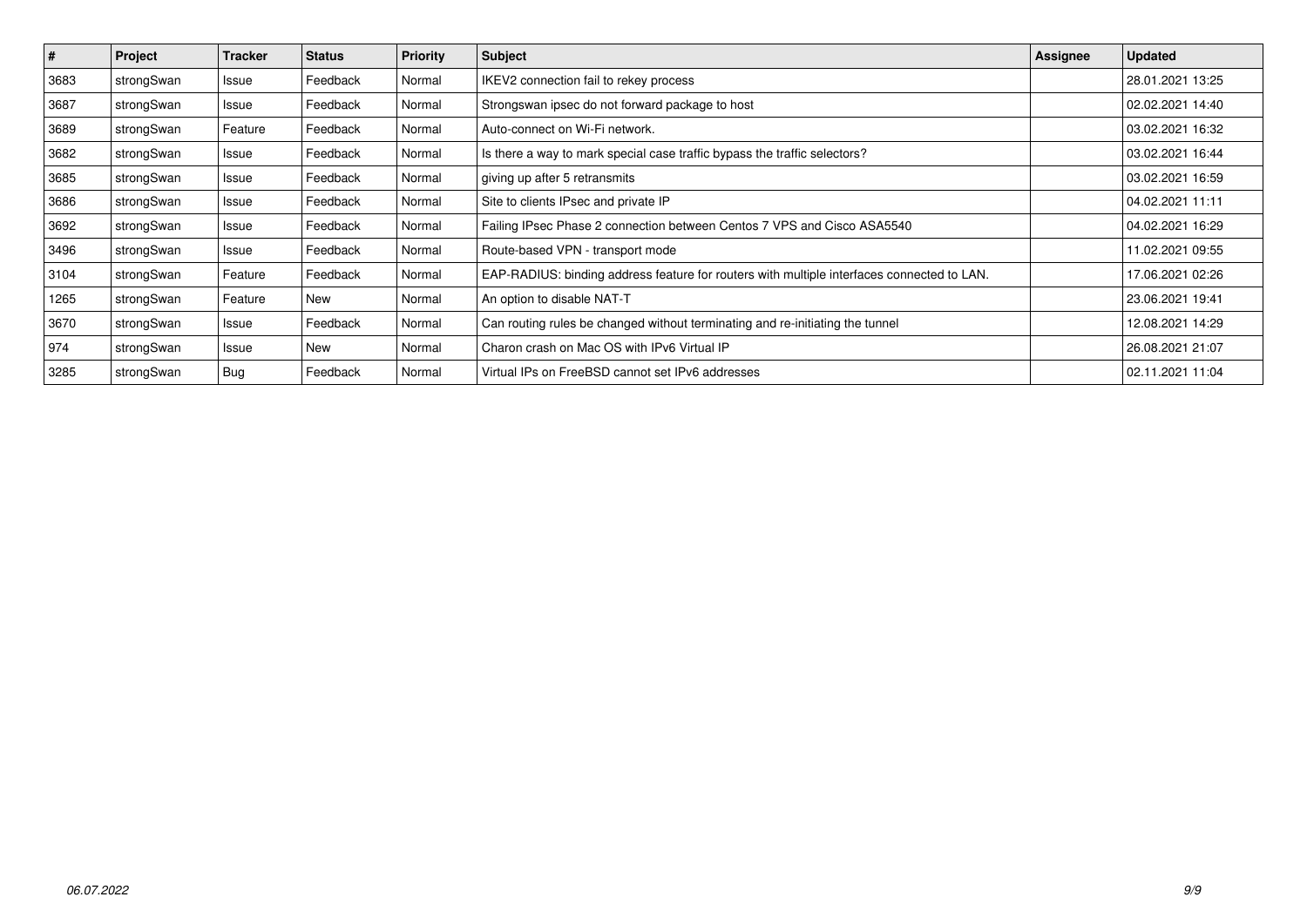| # | Project | Tracker | Status | Priority | Subject | Assignee | Updated |
|---|---|---|---|---|---|---|---|
| 3683 | strongSwan | Issue | Feedback | Normal | IKEV2 connection fail to rekey process | | 28.01.2021 13:25 |
| 3687 | strongSwan | Issue | Feedback | Normal | Strongswan ipsec do not forward package to host | | 02.02.2021 14:40 |
| 3689 | strongSwan | Feature | Feedback | Normal | Auto-connect on Wi-Fi network. | | 03.02.2021 16:32 |
| 3682 | strongSwan | Issue | Feedback | Normal | Is there a way to mark special case traffic bypass the traffic selectors? | | 03.02.2021 16:44 |
| 3685 | strongSwan | Issue | Feedback | Normal | giving up after 5 retransmits | | 03.02.2021 16:59 |
| 3686 | strongSwan | Issue | Feedback | Normal | Site to clients IPsec and private IP | | 04.02.2021 11:11 |
| 3692 | strongSwan | Issue | Feedback | Normal | Failing IPsec Phase 2 connection between Centos 7 VPS and Cisco ASA5540 | | 04.02.2021 16:29 |
| 3496 | strongSwan | Issue | Feedback | Normal | Route-based VPN - transport mode | | 11.02.2021 09:55 |
| 3104 | strongSwan | Feature | Feedback | Normal | EAP-RADIUS: binding address feature for routers with multiple interfaces connected to LAN. | | 17.06.2021 02:26 |
| 1265 | strongSwan | Feature | New | Normal | An option to disable NAT-T | | 23.06.2021 19:41 |
| 3670 | strongSwan | Issue | Feedback | Normal | Can routing rules be changed without terminating and re-initiating the tunnel | | 12.08.2021 14:29 |
| 974 | strongSwan | Issue | New | Normal | Charon crash on Mac OS with IPv6 Virtual IP | | 26.08.2021 21:07 |
| 3285 | strongSwan | Bug | Feedback | Normal | Virtual IPs on FreeBSD cannot set IPv6 addresses | | 02.11.2021 11:04 |

*06.07.2022*